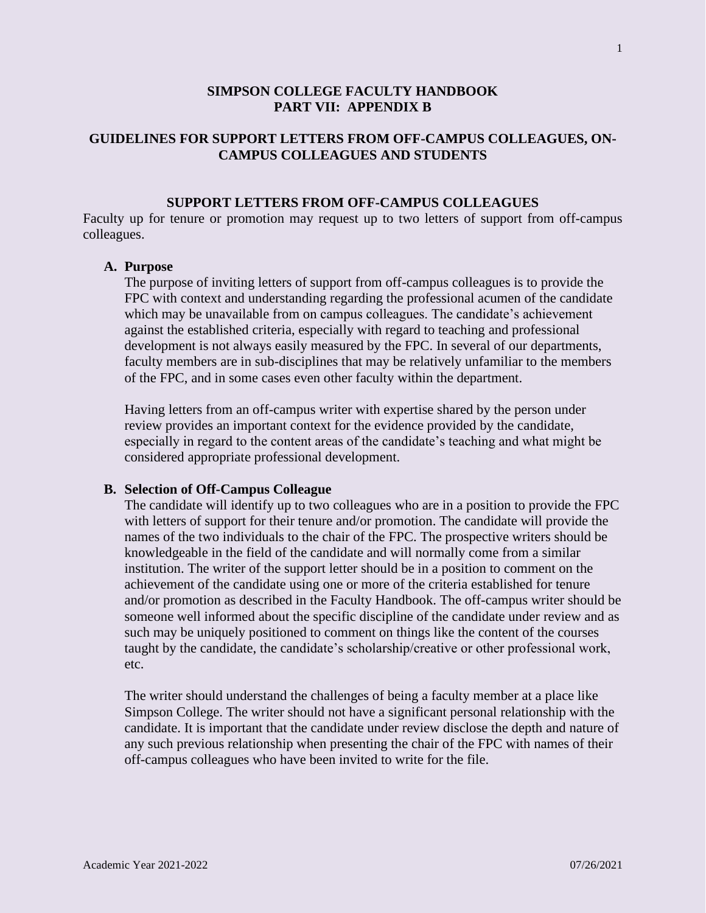# SIMPSON COLLEGE FACULTY HANDBOOK
# PART VII: APPENDIX B

## GUIDELINES FOR SUPPORT LETTERS FROM OFF-CAMPUS COLLEAGUES, ON-CAMPUS COLLEAGUES AND STUDENTS

### SUPPORT LETTERS FROM OFF-CAMPUS COLLEAGUES

Faculty up for tenure or promotion may request up to two letters of support from off-campus colleagues.

**A. Purpose**

The purpose of inviting letters of support from off-campus colleagues is to provide the FPC with context and understanding regarding the professional acumen of the candidate which may be unavailable from on campus colleagues. The candidate's achievement against the established criteria, especially with regard to teaching and professional development is not always easily measured by the FPC. In several of our departments, faculty members are in sub-disciplines that may be relatively unfamiliar to the members of the FPC, and in some cases even other faculty within the department.

Having letters from an off-campus writer with expertise shared by the person under review provides an important context for the evidence provided by the candidate, especially in regard to the content areas of the candidate's teaching and what might be considered appropriate professional development.

**B. Selection of Off-Campus Colleague**

The candidate will identify up to two colleagues who are in a position to provide the FPC with letters of support for their tenure and/or promotion. The candidate will provide the names of the two individuals to the chair of the FPC. The prospective writers should be knowledgeable in the field of the candidate and will normally come from a similar institution. The writer of the support letter should be in a position to comment on the achievement of the candidate using one or more of the criteria established for tenure and/or promotion as described in the Faculty Handbook. The off-campus writer should be someone well informed about the specific discipline of the candidate under review and as such may be uniquely positioned to comment on things like the content of the courses taught by the candidate, the candidate's scholarship/creative or other professional work, etc.

The writer should understand the challenges of being a faculty member at a place like Simpson College. The writer should not have a significant personal relationship with the candidate. It is important that the candidate under review disclose the depth and nature of any such previous relationship when presenting the chair of the FPC with names of their off-campus colleagues who have been invited to write for the file.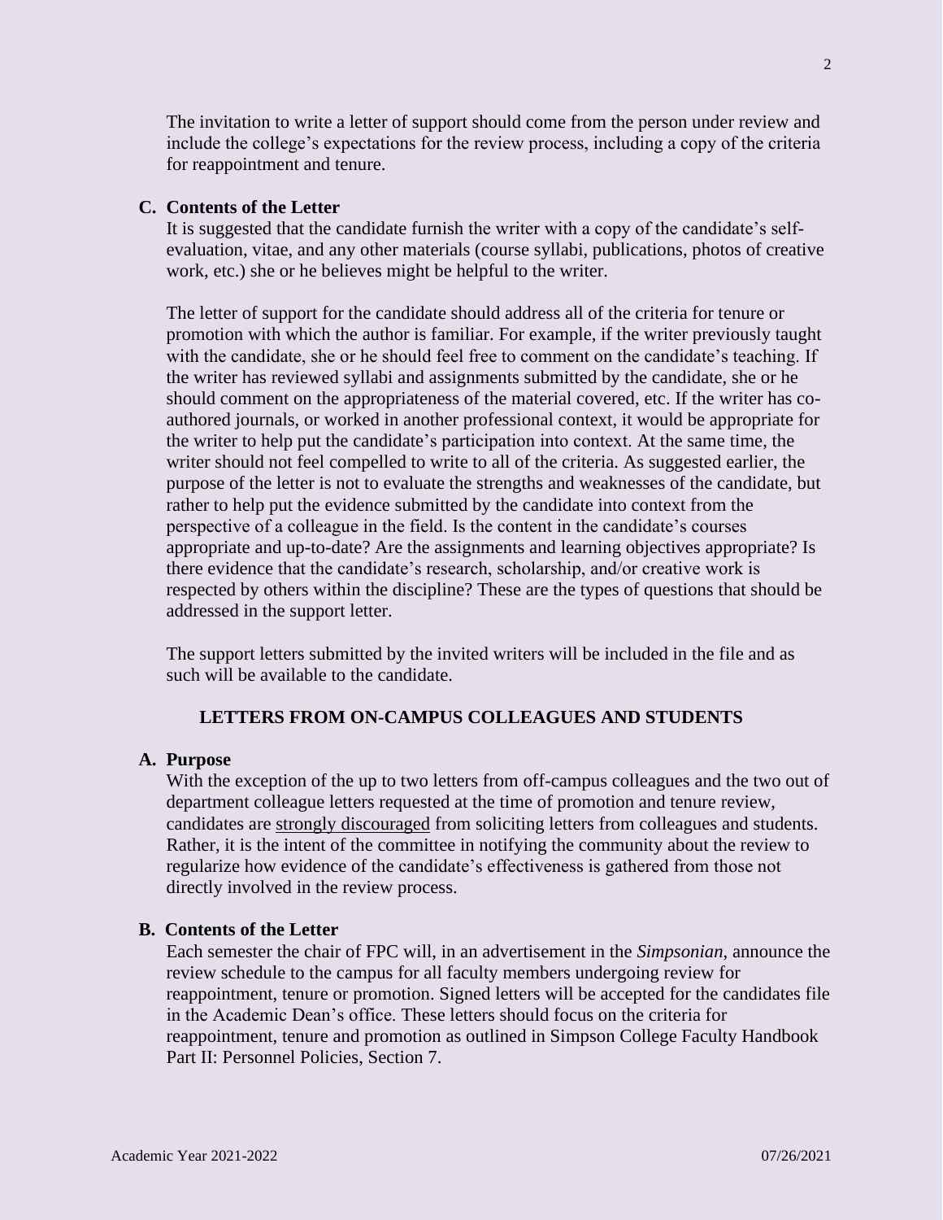The invitation to write a letter of support should come from the person under review and include the college's expectations for the review process, including a copy of the criteria for reappointment and tenure.

**C. Contents of the Letter**

It is suggested that the candidate furnish the writer with a copy of the candidate's self-evaluation, vitae, and any other materials (course syllabi, publications, photos of creative work, etc.) she or he believes might be helpful to the writer.

The letter of support for the candidate should address all of the criteria for tenure or promotion with which the author is familiar. For example, if the writer previously taught with the candidate, she or he should feel free to comment on the candidate's teaching. If the writer has reviewed syllabi and assignments submitted by the candidate, she or he should comment on the appropriateness of the material covered, etc. If the writer has co-authored journals, or worked in another professional context, it would be appropriate for the writer to help put the candidate's participation into context. At the same time, the writer should not feel compelled to write to all of the criteria. As suggested earlier, the purpose of the letter is not to evaluate the strengths and weaknesses of the candidate, but rather to help put the evidence submitted by the candidate into context from the perspective of a colleague in the field. Is the content in the candidate's courses appropriate and up-to-date? Are the assignments and learning objectives appropriate? Is there evidence that the candidate's research, scholarship, and/or creative work is respected by others within the discipline? These are the types of questions that should be addressed in the support letter.

The support letters submitted by the invited writers will be included in the file and as such will be available to the candidate.

## LETTERS FROM ON-CAMPUS COLLEAGUES AND STUDENTS

**A. Purpose**

With the exception of the up to two letters from off-campus colleagues and the two out of department colleague letters requested at the time of promotion and tenure review, candidates are <u>strongly discouraged</u> from soliciting letters from colleagues and students. Rather, it is the intent of the committee in notifying the community about the review to regularize how evidence of the candidate's effectiveness is gathered from those not directly involved in the review process.

**B. Contents of the Letter**

Each semester the chair of FPC will, in an advertisement in the *Simpsonian*, announce the review schedule to the campus for all faculty members undergoing review for reappointment, tenure or promotion. Signed letters will be accepted for the candidates file in the Academic Dean's office. These letters should focus on the criteria for reappointment, tenure and promotion as outlined in Simpson College Faculty Handbook Part II: Personnel Policies, Section 7.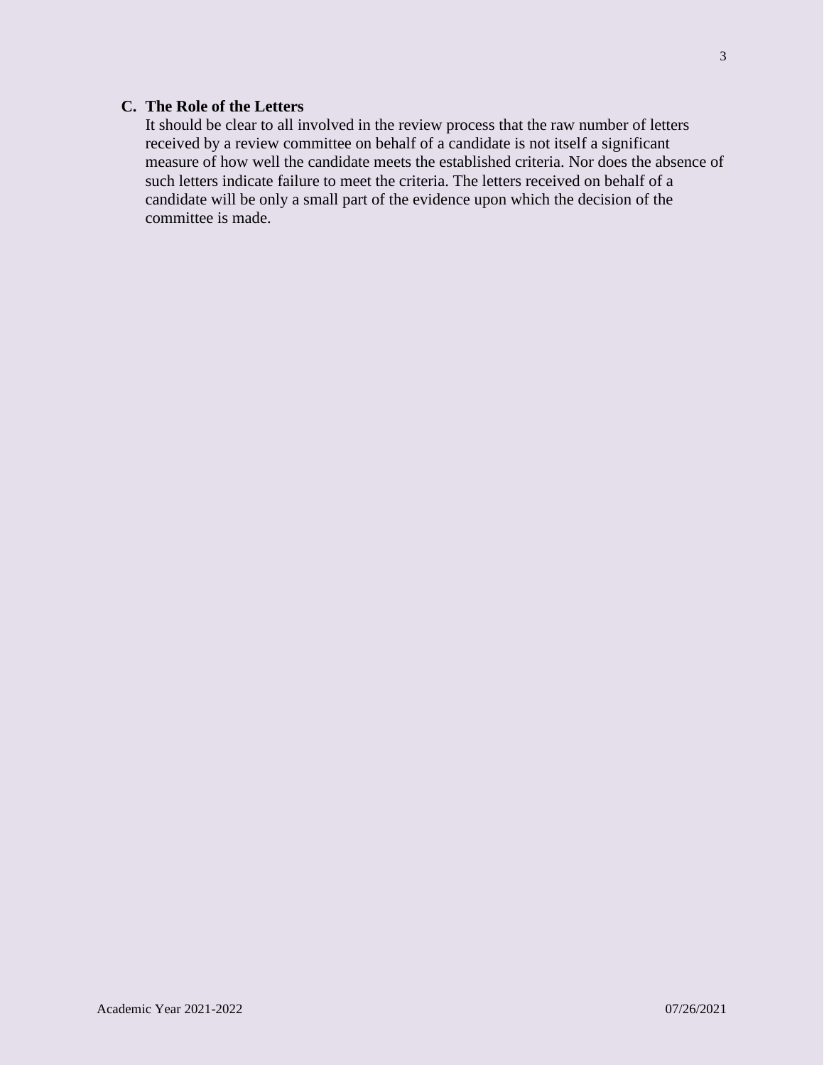**C. The Role of the Letters**

It should be clear to all involved in the review process that the raw number of letters received by a review committee on behalf of a candidate is not itself a significant measure of how well the candidate meets the established criteria. Nor does the absence of such letters indicate failure to meet the criteria. The letters received on behalf of a candidate will be only a small part of the evidence upon which the decision of the committee is made.